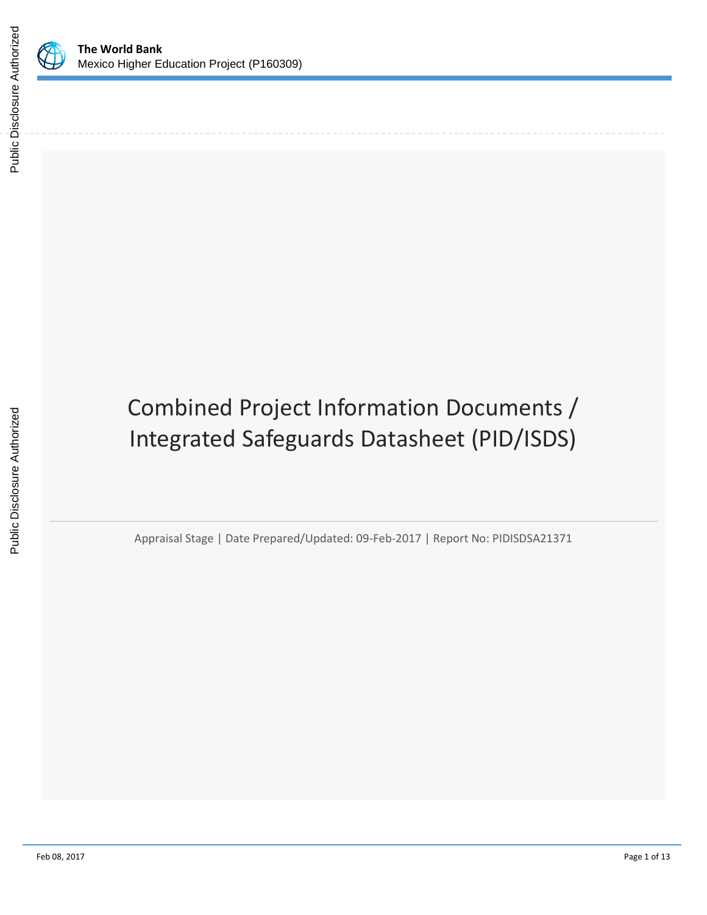**The World Bank**
Mexico Higher Education Project (P160309)

# Combined Project Information Documents / Integrated Safeguards Datasheet (PID/ISDS)

Appraisal Stage | Date Prepared/Updated: 09-Feb-2017 | Report No: PIDISDSA21371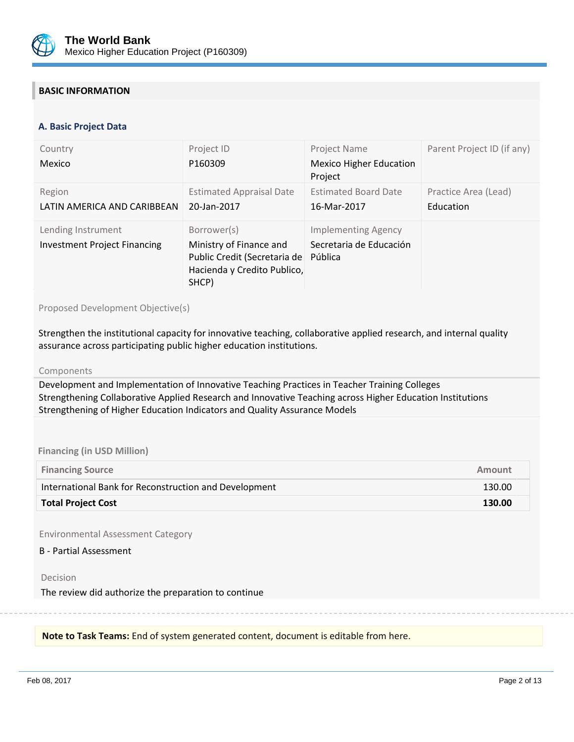## BASIC INFORMATION

### A. Basic Project Data

| Country | Project ID | Project Name | Parent Project ID (if any) |
|---|---|---|---|
| Mexico | P160309 | Mexico Higher Education Project | |
| **Region** | **Estimated Appraisal Date** | **Estimated Board Date** | **Practice Area (Lead)** |
| LATIN AMERICA AND CARIBBEAN | 20-Jan-2017 | 16-Mar-2017 | Education |
| **Lending Instrument** | **Borrower(s)** | **Implementing Agency** | |
| Investment Project Financing | Ministry of Finance and Public Credit (Secretaria de Hacienda y Credito Publico, SHCP) | Secretaria de Educación Pública | |

Proposed Development Objective(s)

Strengthen the institutional capacity for innovative teaching, collaborative applied research, and internal quality assurance across participating public higher education institutions.

Components

Development and Implementation of Innovative Teaching Practices in Teacher Training Colleges
Strengthening Collaborative Applied Research and Innovative Teaching across Higher Education Institutions
Strengthening of Higher Education Indicators and Quality Assurance Models

**Financing (in USD Million)**

| Financing Source | Amount |
|---|---|
| International Bank for Reconstruction and Development | 130.00 |
| **Total Project Cost** | **130.00** |

Environmental Assessment Category

B - Partial Assessment

Decision

The review did authorize the preparation to continue

**Note to Task Teams:** End of system generated content, document is editable from here.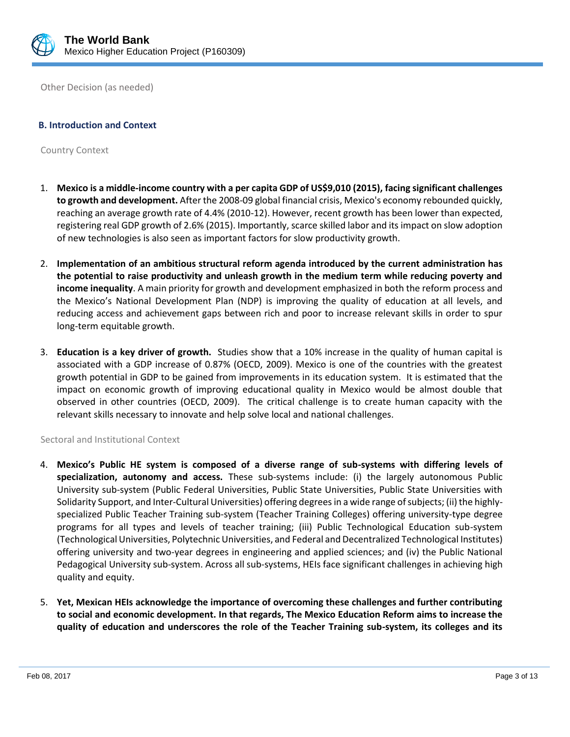Other Decision (as needed)

## B. Introduction and Context

### Country Context

1. **Mexico is a middle-income country with a per capita GDP of US$9,010 (2015), facing significant challenges to growth and development.** After the 2008-09 global financial crisis, Mexico's economy rebounded quickly, reaching an average growth rate of 4.4% (2010-12). However, recent growth has been lower than expected, registering real GDP growth of 2.6% (2015). Importantly, scarce skilled labor and its impact on slow adoption of new technologies is also seen as important factors for slow productivity growth.

2. **Implementation of an ambitious structural reform agenda introduced by the current administration has the potential to raise productivity and unleash growth in the medium term while reducing poverty and income inequality**. A main priority for growth and development emphasized in both the reform process and the Mexico's National Development Plan (NDP) is improving the quality of education at all levels, and reducing access and achievement gaps between rich and poor to increase relevant skills in order to spur long-term equitable growth.

3. **Education is a key driver of growth.** Studies show that a 10% increase in the quality of human capital is associated with a GDP increase of 0.87% (OECD, 2009). Mexico is one of the countries with the greatest growth potential in GDP to be gained from improvements in its education system. It is estimated that the impact on economic growth of improving educational quality in Mexico would be almost double that observed in other countries (OECD, 2009). The critical challenge is to create human capacity with the relevant skills necessary to innovate and help solve local and national challenges.

### Sectoral and Institutional Context

4. **Mexico's Public HE system is composed of a diverse range of sub-systems with differing levels of specialization, autonomy and access.** These sub-systems include: (i) the largely autonomous Public University sub-system (Public Federal Universities, Public State Universities, Public State Universities with Solidarity Support, and Inter-Cultural Universities) offering degrees in a wide range of subjects; (ii) the highly-specialized Public Teacher Training sub-system (Teacher Training Colleges) offering university-type degree programs for all types and levels of teacher training; (iii) Public Technological Education sub-system (Technological Universities, Polytechnic Universities, and Federal and Decentralized Technological Institutes) offering university and two-year degrees in engineering and applied sciences; and (iv) the Public National Pedagogical University sub-system. Across all sub-systems, HEIs face significant challenges in achieving high quality and equity.

5. **Yet, Mexican HEIs acknowledge the importance of overcoming these challenges and further contributing to social and economic development. In that regards, The Mexico Education Reform aims to increase the quality of education and underscores the role of the Teacher Training sub-system, its colleges and its**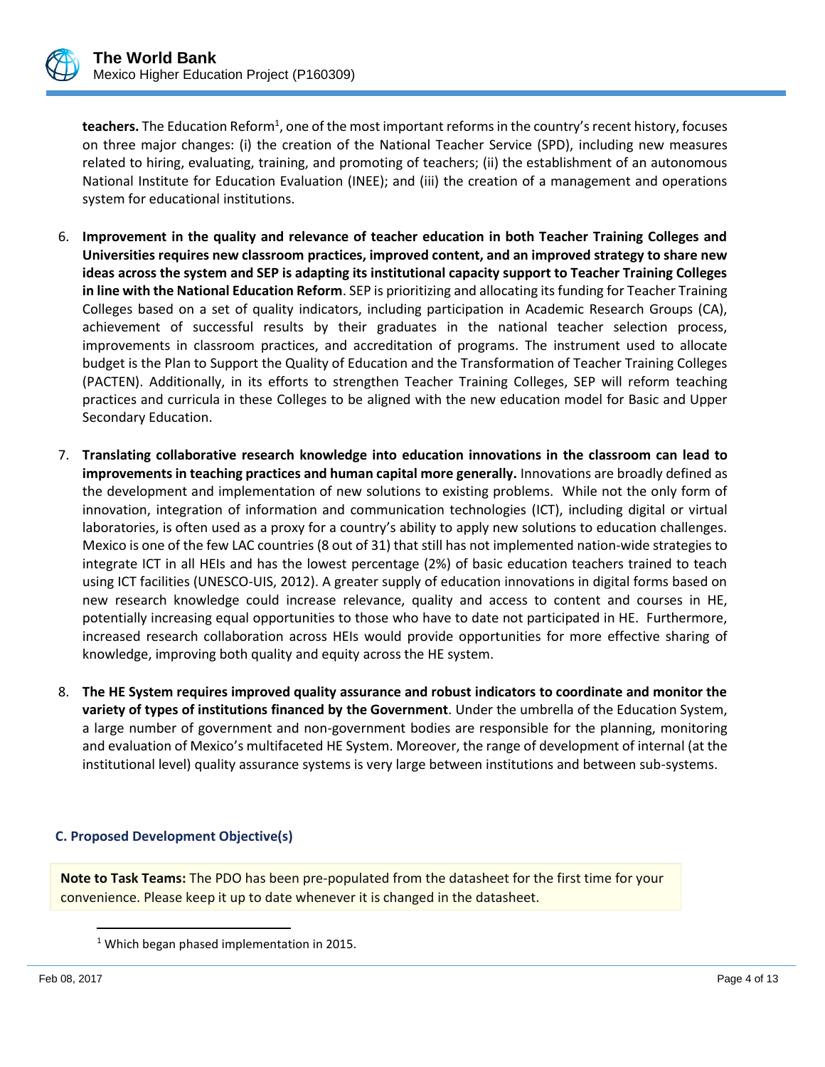**teachers.** The Education Reform[1], one of the most important reforms in the country's recent history, focuses on three major changes: (i) the creation of the National Teacher Service (SPD), including new measures related to hiring, evaluating, training, and promoting of teachers; (ii) the establishment of an autonomous National Institute for Education Evaluation (INEE); and (iii) the creation of a management and operations system for educational institutions.

6. **Improvement in the quality and relevance of teacher education in both Teacher Training Colleges and Universities requires new classroom practices, improved content, and an improved strategy to share new ideas across the system and SEP is adapting its institutional capacity support to Teacher Training Colleges in line with the National Education Reform**. SEP is prioritizing and allocating its funding for Teacher Training Colleges based on a set of quality indicators, including participation in Academic Research Groups (CA), achievement of successful results by their graduates in the national teacher selection process, improvements in classroom practices, and accreditation of programs. The instrument used to allocate budget is the Plan to Support the Quality of Education and the Transformation of Teacher Training Colleges (PACTEN). Additionally, in its efforts to strengthen Teacher Training Colleges, SEP will reform teaching practices and curricula in these Colleges to be aligned with the new education model for Basic and Upper Secondary Education.

7. **Translating collaborative research knowledge into education innovations in the classroom can lead to improvements in teaching practices and human capital more generally.** Innovations are broadly defined as the development and implementation of new solutions to existing problems. While not the only form of innovation, integration of information and communication technologies (ICT), including digital or virtual laboratories, is often used as a proxy for a country's ability to apply new solutions to education challenges. Mexico is one of the few LAC countries (8 out of 31) that still has not implemented nation-wide strategies to integrate ICT in all HEIs and has the lowest percentage (2%) of basic education teachers trained to teach using ICT facilities (UNESCO-UIS, 2012). A greater supply of education innovations in digital forms based on new research knowledge could increase relevance, quality and access to content and courses in HE, potentially increasing equal opportunities to those who have to date not participated in HE. Furthermore, increased research collaboration across HEIs would provide opportunities for more effective sharing of knowledge, improving both quality and equity across the HE system.

8. **The HE System requires improved quality assurance and robust indicators to coordinate and monitor the variety of types of institutions financed by the Government**. Under the umbrella of the Education System, a large number of government and non-government bodies are responsible for the planning, monitoring and evaluation of Mexico's multifaceted HE System. Moreover, the range of development of internal (at the institutional level) quality assurance systems is very large between institutions and between sub-systems.

### C. Proposed Development Objective(s)

**Note to Task Teams:** The PDO has been pre-populated from the datasheet for the first time for your convenience. Please keep it up to date whenever it is changed in the datasheet.

[1] Which began phased implementation in 2015.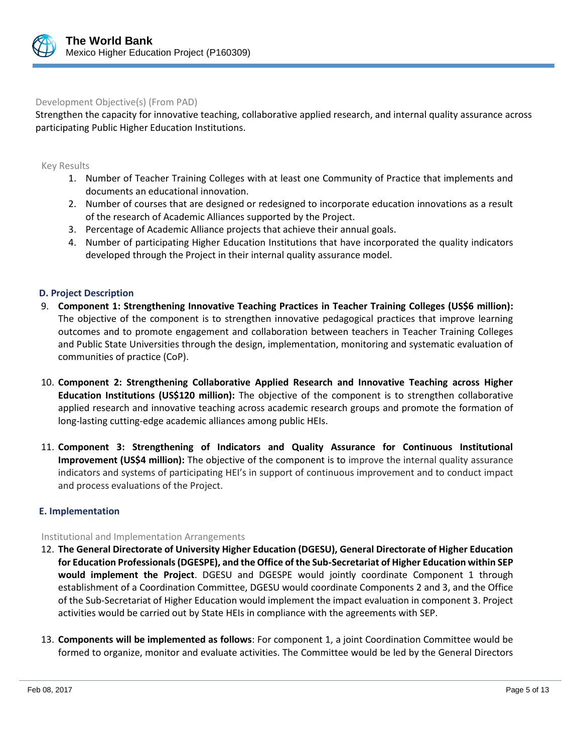Development Objective(s) (From PAD)

Strengthen the capacity for innovative teaching, collaborative applied research, and internal quality assurance across participating Public Higher Education Institutions.

Key Results

1. Number of Teacher Training Colleges with at least one Community of Practice that implements and documents an educational innovation.
2. Number of courses that are designed or redesigned to incorporate education innovations as a result of the research of Academic Alliances supported by the Project.
3. Percentage of Academic Alliance projects that achieve their annual goals.
4. Number of participating Higher Education Institutions that have incorporated the quality indicators developed through the Project in their internal quality assurance model.

### D. Project Description

9. **Component 1: Strengthening Innovative Teaching Practices in Teacher Training Colleges (US$6 million):** The objective of the component is to strengthen innovative pedagogical practices that improve learning outcomes and to promote engagement and collaboration between teachers in Teacher Training Colleges and Public State Universities through the design, implementation, monitoring and systematic evaluation of communities of practice (CoP).

10. **Component 2: Strengthening Collaborative Applied Research and Innovative Teaching across Higher Education Institutions (US$120 million):** The objective of the component is to strengthen collaborative applied research and innovative teaching across academic research groups and promote the formation of long-lasting cutting-edge academic alliances among public HEIs.

11. **Component 3: Strengthening of Indicators and Quality Assurance for Continuous Institutional Improvement (US$4 million):** The objective of the component is to improve the internal quality assurance indicators and systems of participating HEI's in support of continuous improvement and to conduct impact and process evaluations of the Project.

### E. Implementation

Institutional and Implementation Arrangements

12. **The General Directorate of University Higher Education (DGESU), General Directorate of Higher Education for Education Professionals (DGESPE), and the Office of the Sub-Secretariat of Higher Education within SEP would implement the Project**. DGESU and DGESPE would jointly coordinate Component 1 through establishment of a Coordination Committee, DGESU would coordinate Components 2 and 3, and the Office of the Sub-Secretariat of Higher Education would implement the impact evaluation in component 3. Project activities would be carried out by State HEIs in compliance with the agreements with SEP.

13. **Components will be implemented as follows**: For component 1, a joint Coordination Committee would be formed to organize, monitor and evaluate activities. The Committee would be led by the General Directors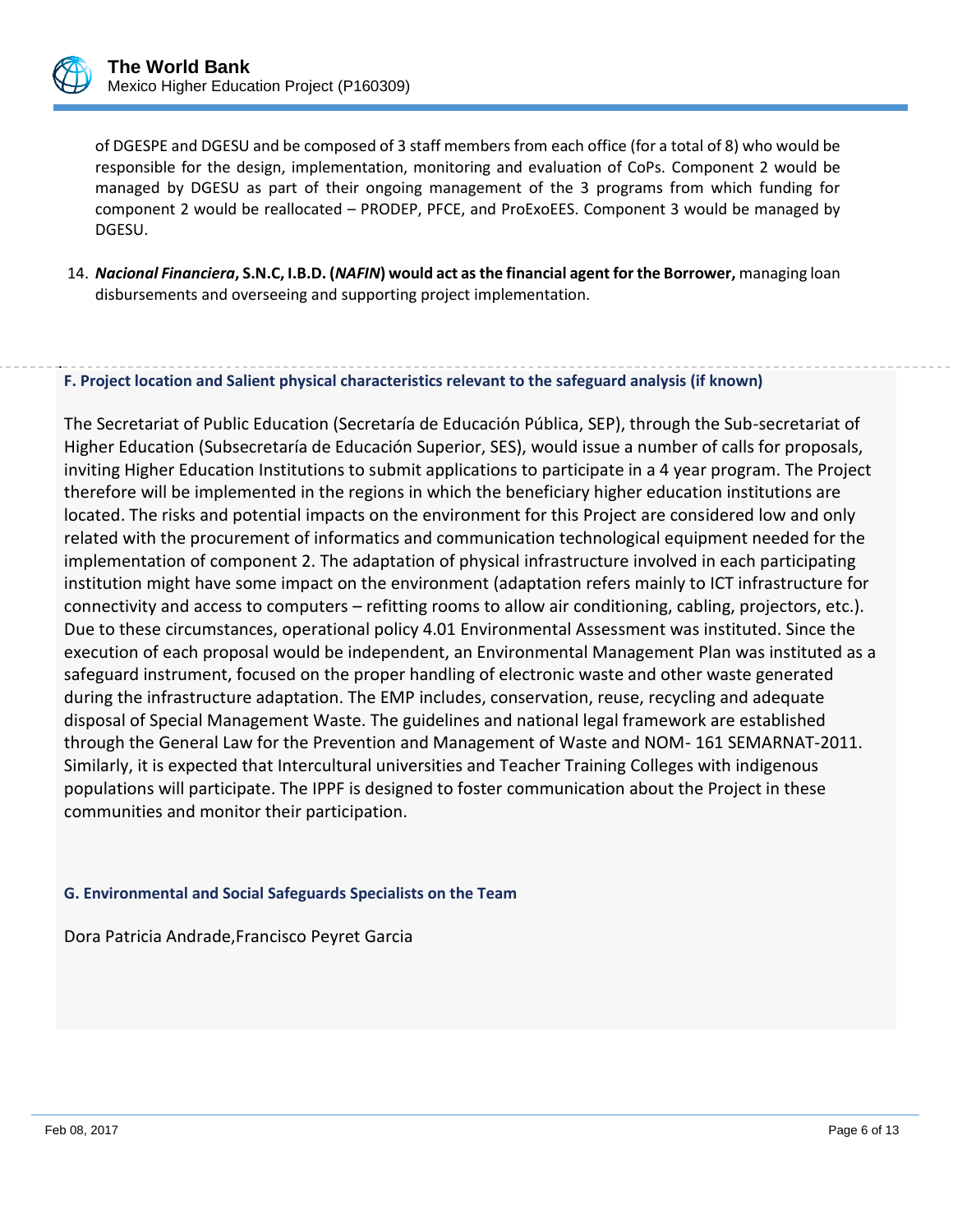of DGESPE and DGESU and be composed of 3 staff members from each office (for a total of 8) who would be responsible for the design, implementation, monitoring and evaluation of CoPs. Component 2 would be managed by DGESU as part of their ongoing management of the 3 programs from which funding for component 2 would be reallocated – PRODEP, PFCE, and ProExoEES. Component 3 would be managed by DGESU.

14. ***Nacional Financiera*, S.N.C, I.B.D. (*NAFIN*) would act as the financial agent for the Borrower,** managing loan disbursements and overseeing and supporting project implementation.

### F. Project location and Salient physical characteristics relevant to the safeguard analysis (if known)

The Secretariat of Public Education (Secretaría de Educación Pública, SEP), through the Sub-secretariat of Higher Education (Subsecretaría de Educación Superior, SES), would issue a number of calls for proposals, inviting Higher Education Institutions to submit applications to participate in a 4 year program. The Project therefore will be implemented in the regions in which the beneficiary higher education institutions are located. The risks and potential impacts on the environment for this Project are considered low and only related with the procurement of informatics and communication technological equipment needed for the implementation of component 2. The adaptation of physical infrastructure involved in each participating institution might have some impact on the environment (adaptation refers mainly to ICT infrastructure for connectivity and access to computers – refitting rooms to allow air conditioning, cabling, projectors, etc.). Due to these circumstances, operational policy 4.01 Environmental Assessment was instituted. Since the execution of each proposal would be independent, an Environmental Management Plan was instituted as a safeguard instrument, focused on the proper handling of electronic waste and other waste generated during the infrastructure adaptation. The EMP includes, conservation, reuse, recycling and adequate disposal of Special Management Waste. The guidelines and national legal framework are established through the General Law for the Prevention and Management of Waste and NOM- 161 SEMARNAT-2011. Similarly, it is expected that Intercultural universities and Teacher Training Colleges with indigenous populations will participate. The IPPF is designed to foster communication about the Project in these communities and monitor their participation.

### G. Environmental and Social Safeguards Specialists on the Team

Dora Patricia Andrade,Francisco Peyret Garcia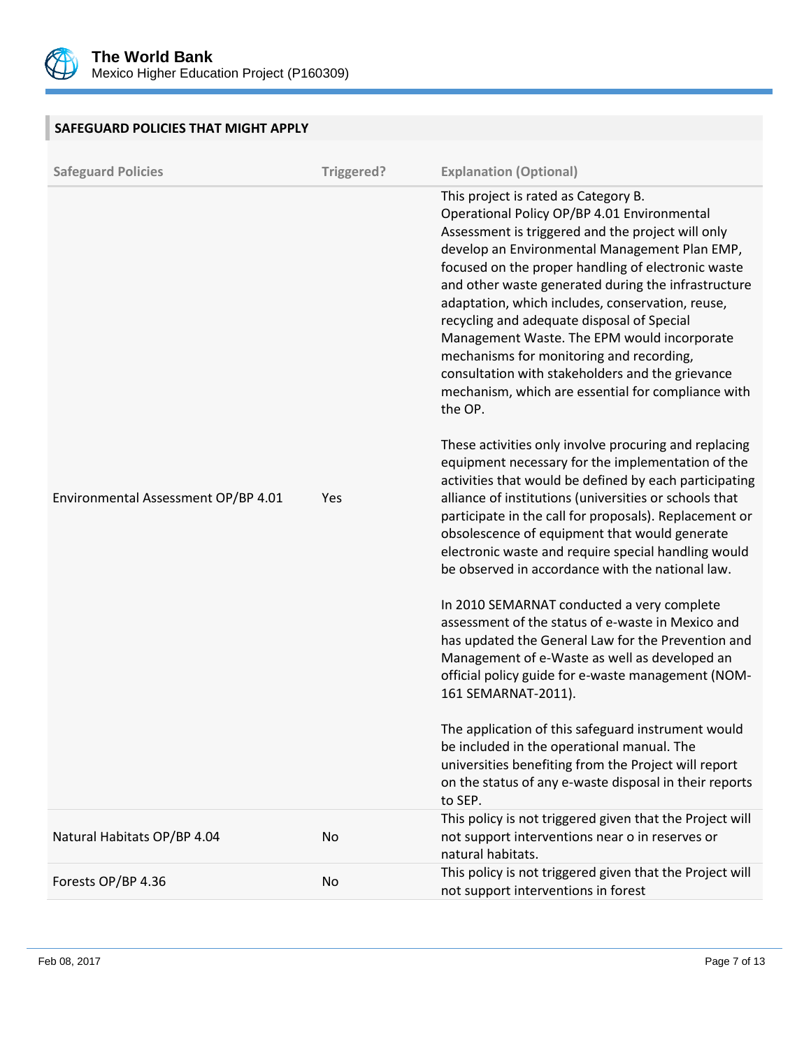## SAFEGUARD POLICIES THAT MIGHT APPLY

| Safeguard Policies | Triggered? | Explanation (Optional) |
| --- | --- | --- |
| Environmental Assessment OP/BP 4.01 | Yes | This project is rated as Category B. Operational Policy OP/BP 4.01 Environmental Assessment is triggered and the project will only develop an Environmental Management Plan EMP, focused on the proper handling of electronic waste and other waste generated during the infrastructure adaptation, which includes, conservation, reuse, recycling and adequate disposal of Special Management Waste. The EPM would incorporate mechanisms for monitoring and recording, consultation with stakeholders and the grievance mechanism, which are essential for compliance with the OP.<br><br>These activities only involve procuring and replacing equipment necessary for the implementation of the activities that would be defined by each participating alliance of institutions (universities or schools that participate in the call for proposals). Replacement or obsolescence of equipment that would generate electronic waste and require special handling would be observed in accordance with the national law.<br><br>In 2010 SEMARNAT conducted a very complete assessment of the status of e-waste in Mexico and has updated the General Law for the Prevention and Management of e-Waste as well as developed an official policy guide for e-waste management (NOM-161 SEMARNAT-2011).<br><br>The application of this safeguard instrument would be included in the operational manual. The universities benefiting from the Project will report on the status of any e-waste disposal in their reports to SEP. |
| Natural Habitats OP/BP 4.04 | No | This policy is not triggered given that the Project will not support interventions near o in reserves or natural habitats. |
| Forests OP/BP 4.36 | No | This policy is not triggered given that the Project will not support interventions in forest |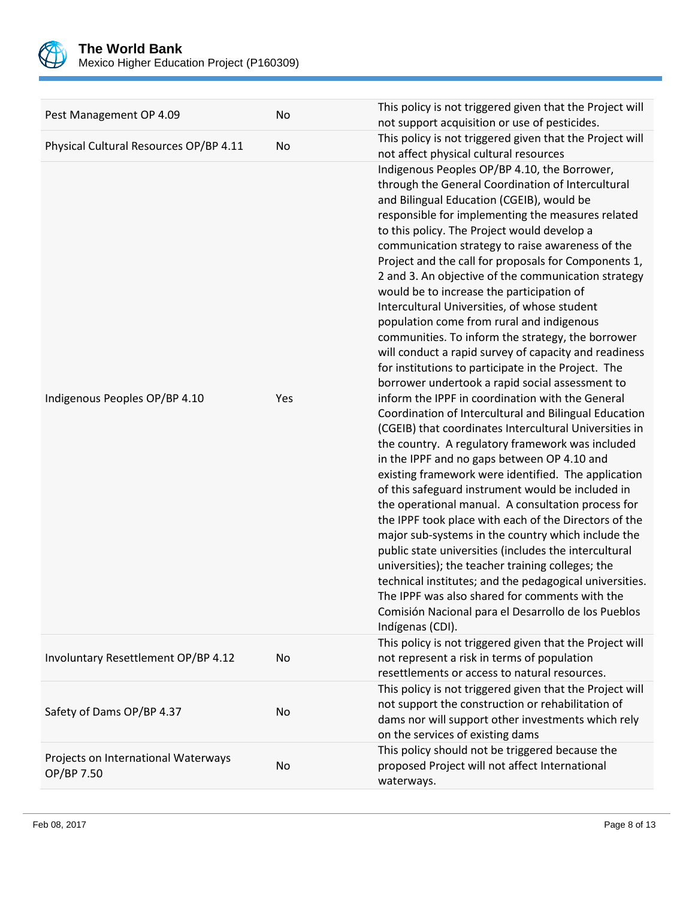| | | |
|---|---|---|
| Pest Management OP 4.09 | No | This policy is not triggered given that the Project will not support acquisition or use of pesticides. |
| Physical Cultural Resources OP/BP 4.11 | No | This policy is not triggered given that the Project will not affect physical cultural resources |
| Indigenous Peoples OP/BP 4.10 | Yes | Indigenous Peoples OP/BP 4.10, the Borrower, through the General Coordination of Intercultural and Bilingual Education (CGEIB), would be responsible for implementing the measures related to this policy. The Project would develop a communication strategy to raise awareness of the Project and the call for proposals for Components 1, 2 and 3. An objective of the communication strategy would be to increase the participation of Intercultural Universities, of whose student population come from rural and indigenous communities. To inform the strategy, the borrower will conduct a rapid survey of capacity and readiness for institutions to participate in the Project. The borrower undertook a rapid social assessment to inform the IPPF in coordination with the General Coordination of Intercultural and Bilingual Education (CGEIB) that coordinates Intercultural Universities in the country. A regulatory framework was included in the IPPF and no gaps between OP 4.10 and existing framework were identified. The application of this safeguard instrument would be included in the operational manual. A consultation process for the IPPF took place with each of the Directors of the major sub-systems in the country which include the public state universities (includes the intercultural universities); the teacher training colleges; the technical institutes; and the pedagogical universities. The IPPF was also shared for comments with the Comisión Nacional para el Desarrollo de los Pueblos Indígenas (CDI). |
| Involuntary Resettlement OP/BP 4.12 | No | This policy is not triggered given that the Project will not represent a risk in terms of population resettlements or access to natural resources. |
| Safety of Dams OP/BP 4.37 | No | This policy is not triggered given that the Project will not support the construction or rehabilitation of dams nor will support other investments which rely on the services of existing dams |
| Projects on International Waterways OP/BP 7.50 | No | This policy should not be triggered because the proposed Project will not affect International waterways. |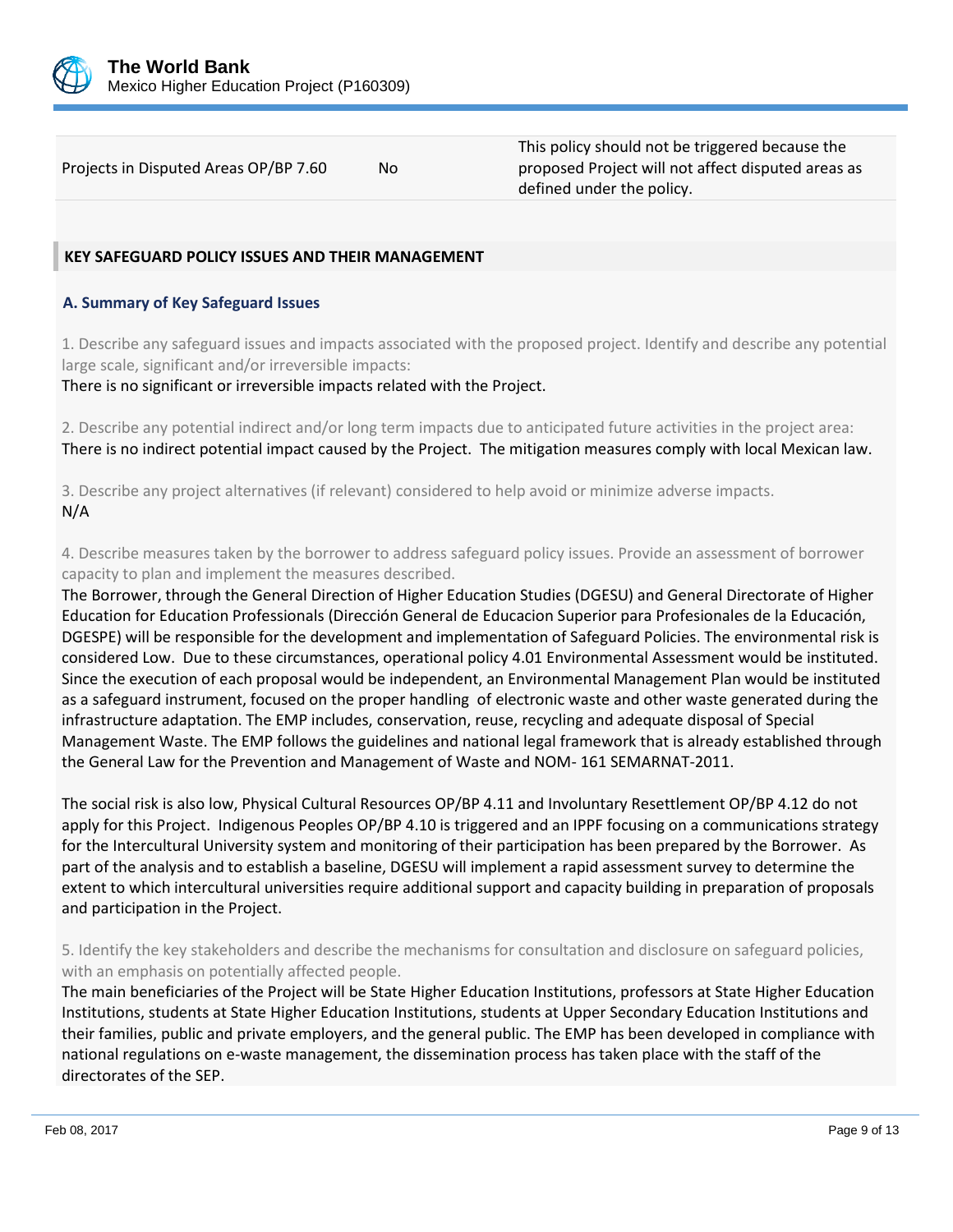| | | |
|---|---|---|
| Projects in Disputed Areas OP/BP 7.60 | No | This policy should not be triggered because the proposed Project will not affect disputed areas as defined under the policy. |

## KEY SAFEGUARD POLICY ISSUES AND THEIR MANAGEMENT

### A. Summary of Key Safeguard Issues

1. Describe any safeguard issues and impacts associated with the proposed project. Identify and describe any potential large scale, significant and/or irreversible impacts:

There is no significant or irreversible impacts related with the Project.

2. Describe any potential indirect and/or long term impacts due to anticipated future activities in the project area:

There is no indirect potential impact caused by the Project. The mitigation measures comply with local Mexican law.

3. Describe any project alternatives (if relevant) considered to help avoid or minimize adverse impacts.

N/A

4. Describe measures taken by the borrower to address safeguard policy issues. Provide an assessment of borrower capacity to plan and implement the measures described.

The Borrower, through the General Direction of Higher Education Studies (DGESU) and General Directorate of Higher Education for Education Professionals (Dirección General de Educacion Superior para Profesionales de la Educación, DGESPE) will be responsible for the development and implementation of Safeguard Policies. The environmental risk is considered Low. Due to these circumstances, operational policy 4.01 Environmental Assessment would be instituted. Since the execution of each proposal would be independent, an Environmental Management Plan would be instituted as a safeguard instrument, focused on the proper handling of electronic waste and other waste generated during the infrastructure adaptation. The EMP includes, conservation, reuse, recycling and adequate disposal of Special Management Waste. The EMP follows the guidelines and national legal framework that is already established through the General Law for the Prevention and Management of Waste and NOM- 161 SEMARNAT-2011.

The social risk is also low, Physical Cultural Resources OP/BP 4.11 and Involuntary Resettlement OP/BP 4.12 do not apply for this Project. Indigenous Peoples OP/BP 4.10 is triggered and an IPPF focusing on a communications strategy for the Intercultural University system and monitoring of their participation has been prepared by the Borrower. As part of the analysis and to establish a baseline, DGESU will implement a rapid assessment survey to determine the extent to which intercultural universities require additional support and capacity building in preparation of proposals and participation in the Project.

5. Identify the key stakeholders and describe the mechanisms for consultation and disclosure on safeguard policies, with an emphasis on potentially affected people.

The main beneficiaries of the Project will be State Higher Education Institutions, professors at State Higher Education Institutions, students at State Higher Education Institutions, students at Upper Secondary Education Institutions and their families, public and private employers, and the general public. The EMP has been developed in compliance with national regulations on e-waste management, the dissemination process has taken place with the staff of the directorates of the SEP.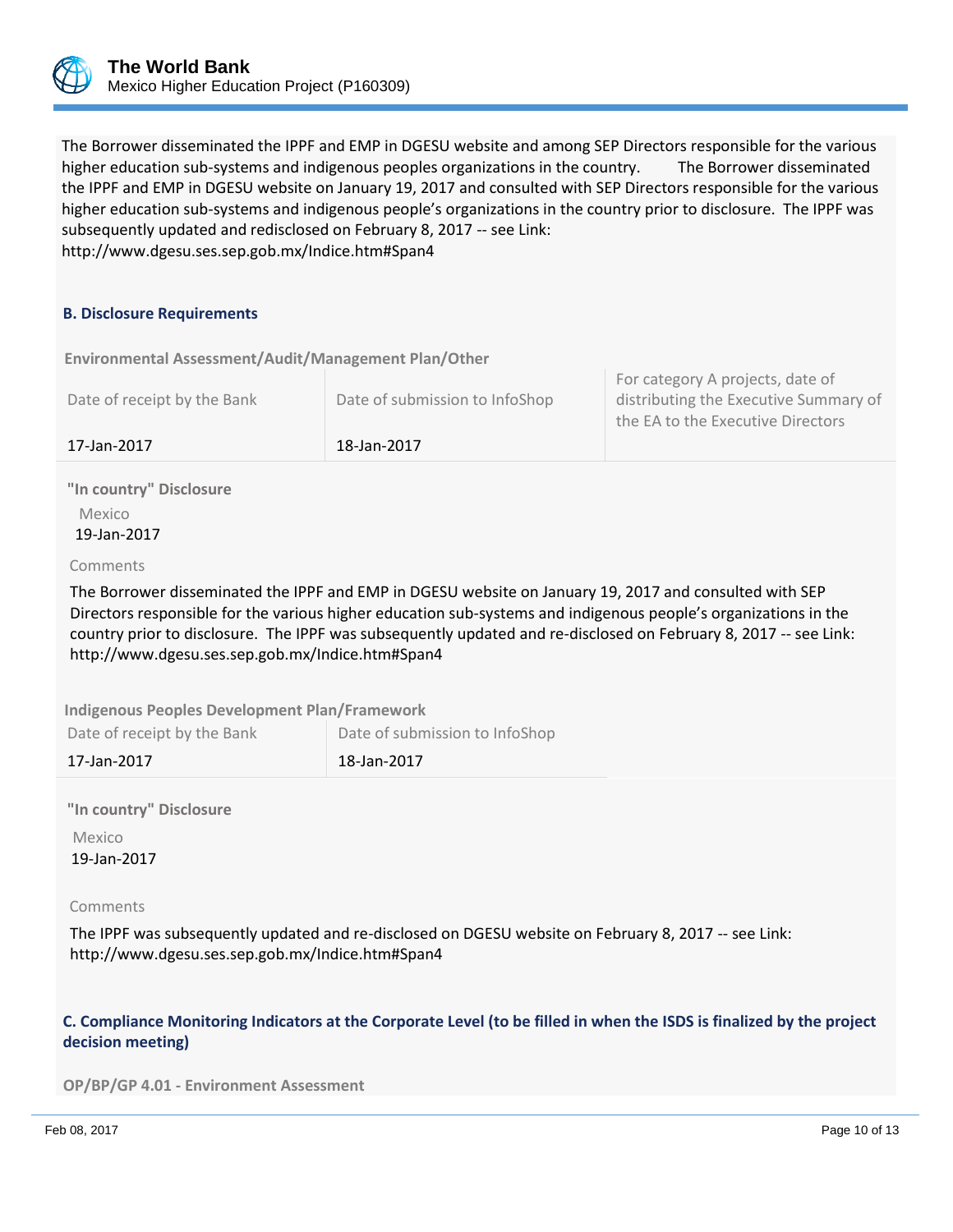The Borrower disseminated the IPPF and EMP in DGESU website and among SEP Directors responsible for the various higher education sub-systems and indigenous peoples organizations in the country. The Borrower disseminated the IPPF and EMP in DGESU website on January 19, 2017 and consulted with SEP Directors responsible for the various higher education sub-systems and indigenous people's organizations in the country prior to disclosure. The IPPF was subsequently updated and redisclosed on February 8, 2017 -- see Link: http://www.dgesu.ses.sep.gob.mx/Indice.htm#Span4

### B. Disclosure Requirements

**Environmental Assessment/Audit/Management Plan/Other**

| Date of receipt by the Bank | Date of submission to InfoShop | For category A projects, date of distributing the Executive Summary of the EA to the Executive Directors |
|---|---|---|
| 17-Jan-2017 | 18-Jan-2017 | |

**"In country" Disclosure**

Mexico
19-Jan-2017

Comments

The Borrower disseminated the IPPF and EMP in DGESU website on January 19, 2017 and consulted with SEP Directors responsible for the various higher education sub-systems and indigenous people's organizations in the country prior to disclosure. The IPPF was subsequently updated and re-disclosed on February 8, 2017 -- see Link: http://www.dgesu.ses.sep.gob.mx/Indice.htm#Span4

**Indigenous Peoples Development Plan/Framework**

| Date of receipt by the Bank | Date of submission to InfoShop |
|---|---|
| 17-Jan-2017 | 18-Jan-2017 |

**"In country" Disclosure**

Mexico
19-Jan-2017

Comments

The IPPF was subsequently updated and re-disclosed on DGESU website on February 8, 2017 -- see Link: http://www.dgesu.ses.sep.gob.mx/Indice.htm#Span4

### C. Compliance Monitoring Indicators at the Corporate Level (to be filled in when the ISDS is finalized by the project decision meeting)

**OP/BP/GP 4.01 - Environment Assessment**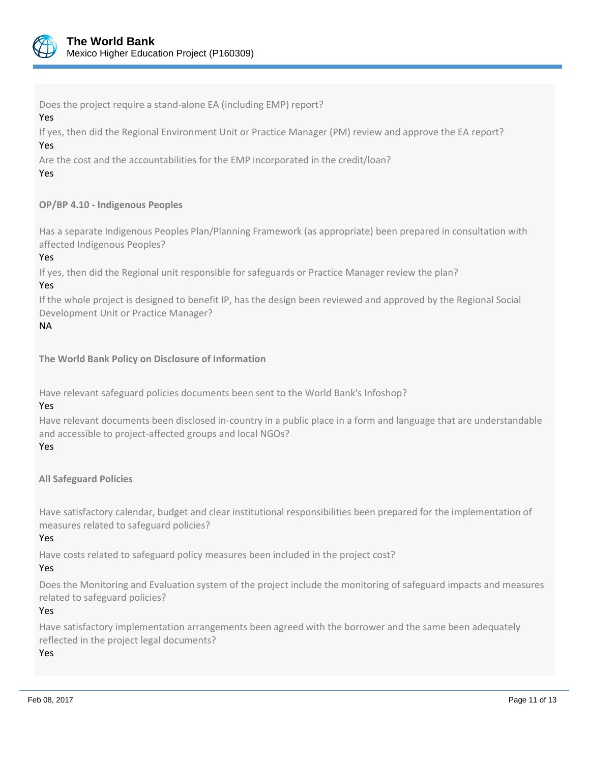Does the project require a stand-alone EA (including EMP) report?

Yes

If yes, then did the Regional Environment Unit or Practice Manager (PM) review and approve the EA report?

Yes

Are the cost and the accountabilities for the EMP incorporated in the credit/loan?

Yes

**OP/BP 4.10 - Indigenous Peoples**

Has a separate Indigenous Peoples Plan/Planning Framework (as appropriate) been prepared in consultation with affected Indigenous Peoples?

Yes

If yes, then did the Regional unit responsible for safeguards or Practice Manager review the plan?

Yes

If the whole project is designed to benefit IP, has the design been reviewed and approved by the Regional Social Development Unit or Practice Manager?

NA

**The World Bank Policy on Disclosure of Information**

Have relevant safeguard policies documents been sent to the World Bank's Infoshop?

Yes

Have relevant documents been disclosed in-country in a public place in a form and language that are understandable and accessible to project-affected groups and local NGOs?

Yes

**All Safeguard Policies**

Have satisfactory calendar, budget and clear institutional responsibilities been prepared for the implementation of measures related to safeguard policies?

Yes

Have costs related to safeguard policy measures been included in the project cost?

Yes

Does the Monitoring and Evaluation system of the project include the monitoring of safeguard impacts and measures related to safeguard policies?

Yes

Have satisfactory implementation arrangements been agreed with the borrower and the same been adequately reflected in the project legal documents?

Yes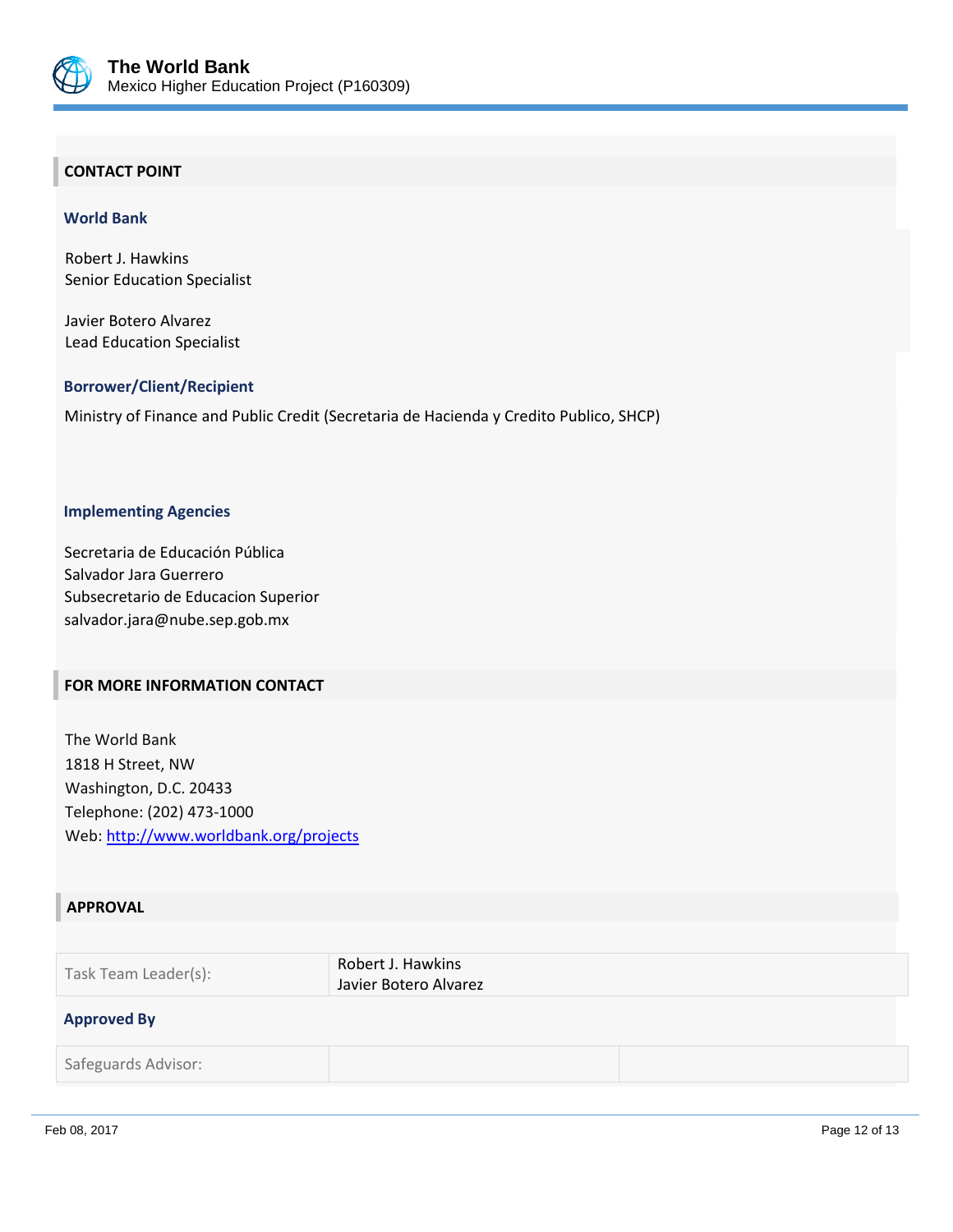## CONTACT POINT

### World Bank

Robert J. Hawkins
Senior Education Specialist

Javier Botero Alvarez
Lead Education Specialist

### Borrower/Client/Recipient

Ministry of Finance and Public Credit (Secretaria de Hacienda y Credito Publico, SHCP)

### Implementing Agencies

Secretaria de Educación Pública
Salvador Jara Guerrero
Subsecretario de Educacion Superior
salvador.jara@nube.sep.gob.mx

## FOR MORE INFORMATION CONTACT

The World Bank
1818 H Street, NW
Washington, D.C. 20433
Telephone: (202) 473-1000
Web: http://www.worldbank.org/projects

## APPROVAL

| Task Team Leader(s): | Robert J. Hawkins<br>Javier Botero Alvarez |
|---|---|

### Approved By

| Safeguards Advisor: | | |
|---|---|---|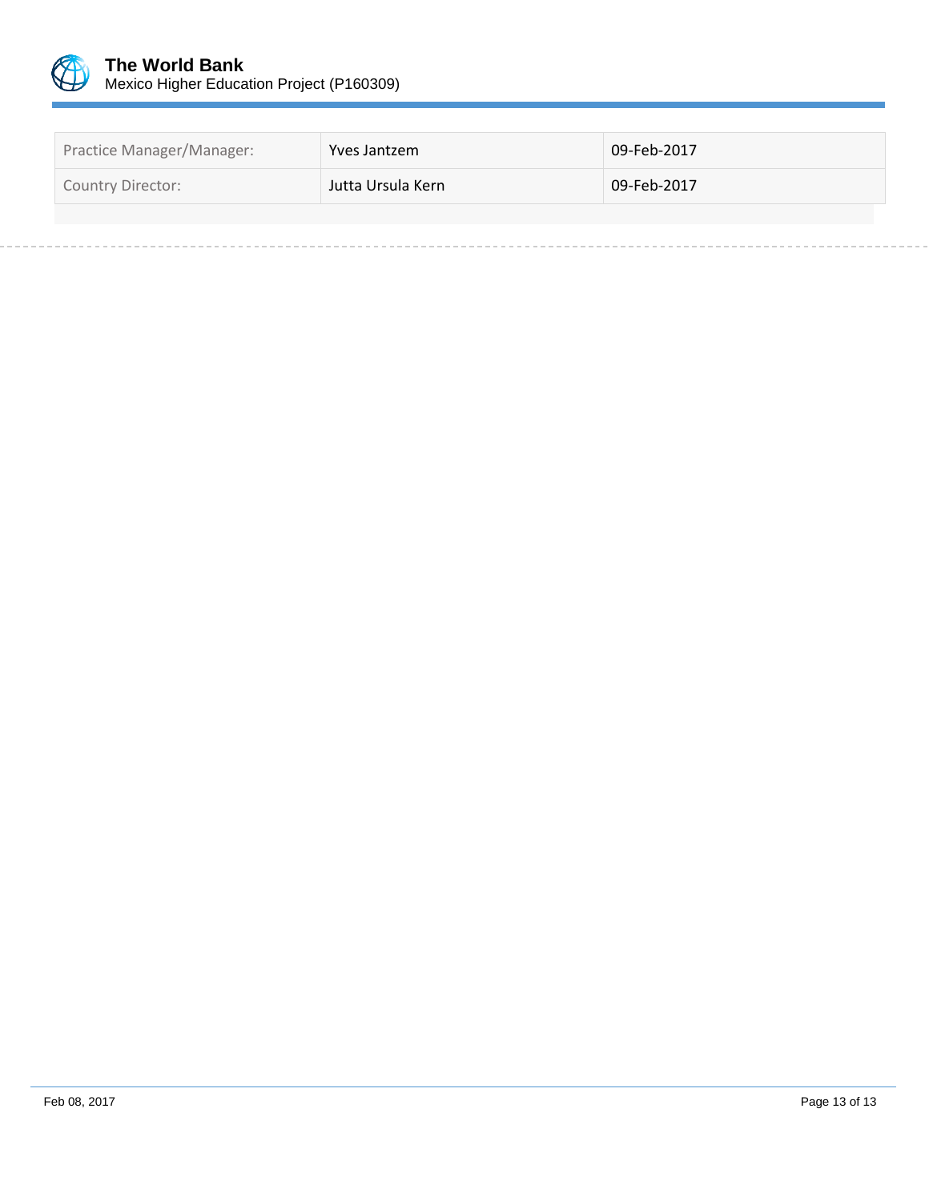| | | |
|---|---|---|
| Practice Manager/Manager: | Yves Jantzem | 09-Feb-2017 |
| Country Director: | Jutta Ursula Kern | 09-Feb-2017 |